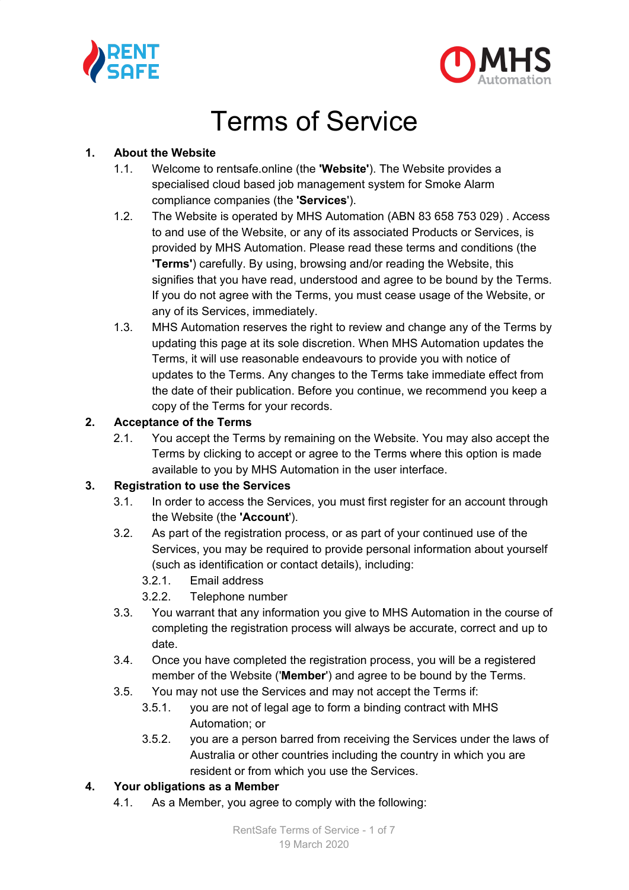# Terms of Service

**1. About the Website**

1.1. Welcome to rentsafe.online (the **'Website'**). The Website provides a specialised cloud based job management system for Smoke Alarm compliance companies (the **'Services'**).

1.2. The Website is operated by MHS Automation (ABN 83 658 753 029) . Access to and use of the Website, or any of its associated Products or Services, is provided by MHS Automation. Please read these terms and conditions (the **'Terms'**) carefully. By using, browsing and/or reading the Website, this signifies that you have read, understood and agree to be bound by the Terms. If you do not agree with the Terms, you must cease usage of the Website, or any of its Services, immediately.

1.3. MHS Automation reserves the right to review and change any of the Terms by updating this page at its sole discretion. When MHS Automation updates the Terms, it will use reasonable endeavours to provide you with notice of updates to the Terms. Any changes to the Terms take immediate effect from the date of their publication. Before you continue, we recommend you keep a copy of the Terms for your records.

**2. Acceptance of the Terms**

2.1. You accept the Terms by remaining on the Website. You may also accept the Terms by clicking to accept or agree to the Terms where this option is made available to you by MHS Automation in the user interface.

**3. Registration to use the Services**

3.1. In order to access the Services, you must first register for an account through the Website (the **'Account'**).

3.2. As part of the registration process, or as part of your continued use of the Services, you may be required to provide personal information about yourself (such as identification or contact details), including:

3.2.1. Email address

3.2.2. Telephone number

3.3. You warrant that any information you give to MHS Automation in the course of completing the registration process will always be accurate, correct and up to date.

3.4. Once you have completed the registration process, you will be a registered member of the Website ('**Member**') and agree to be bound by the Terms.

3.5. You may not use the Services and may not accept the Terms if:

3.5.1. you are not of legal age to form a binding contract with MHS Automation; or

3.5.2. you are a person barred from receiving the Services under the laws of Australia or other countries including the country in which you are resident or from which you use the Services.

**4. Your obligations as a Member**

4.1. As a Member, you agree to comply with the following: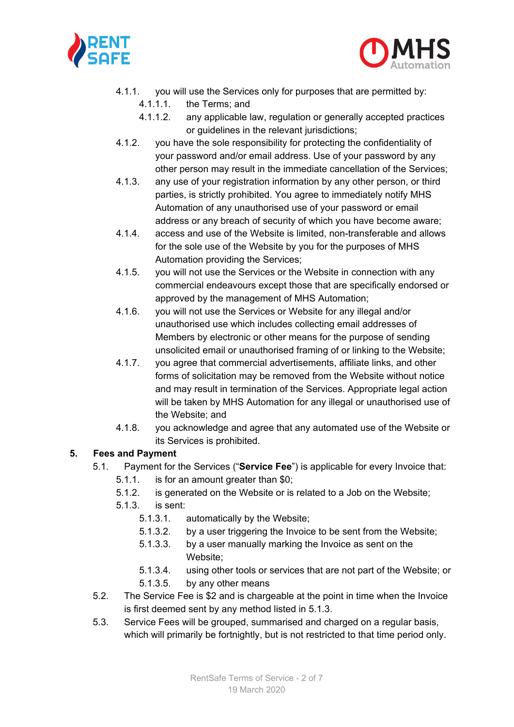4.1.1. you will use the Services only for purposes that are permitted by:

4.1.1.1. the Terms; and

4.1.1.2. any applicable law, regulation or generally accepted practices or guidelines in the relevant jurisdictions;

4.1.2. you have the sole responsibility for protecting the confidentiality of your password and/or email address. Use of your password by any other person may result in the immediate cancellation of the Services;

4.1.3. any use of your registration information by any other person, or third parties, is strictly prohibited. You agree to immediately notify MHS Automation of any unauthorised use of your password or email address or any breach of security of which you have become aware;

4.1.4. access and use of the Website is limited, non-transferable and allows for the sole use of the Website by you for the purposes of MHS Automation providing the Services;

4.1.5. you will not use the Services or the Website in connection with any commercial endeavours except those that are specifically endorsed or approved by the management of MHS Automation;

4.1.6. you will not use the Services or Website for any illegal and/or unauthorised use which includes collecting email addresses of Members by electronic or other means for the purpose of sending unsolicited email or unauthorised framing of or linking to the Website;

4.1.7. you agree that commercial advertisements, affiliate links, and other forms of solicitation may be removed from the Website without notice and may result in termination of the Services. Appropriate legal action will be taken by MHS Automation for any illegal or unauthorised use of the Website; and

4.1.8. you acknowledge and agree that any automated use of the Website or its Services is prohibited.

## 5. Fees and Payment

5.1. Payment for the Services ("**Service Fee**") is applicable for every Invoice that:

5.1.1. is for an amount greater than $0;

5.1.2. is generated on the Website or is related to a Job on the Website;

5.1.3. is sent:

5.1.3.1. automatically by the Website;

5.1.3.2. by a user triggering the Invoice to be sent from the Website;

5.1.3.3. by a user manually marking the Invoice as sent on the Website;

5.1.3.4. using other tools or services that are not part of the Website; or

5.1.3.5. by any other means

5.2. The Service Fee is $2 and is chargeable at the point in time when the Invoice is first deemed sent by any method listed in 5.1.3.

5.3. Service Fees will be grouped, summarised and charged on a regular basis, which will primarily be fortnightly, but is not restricted to that time period only.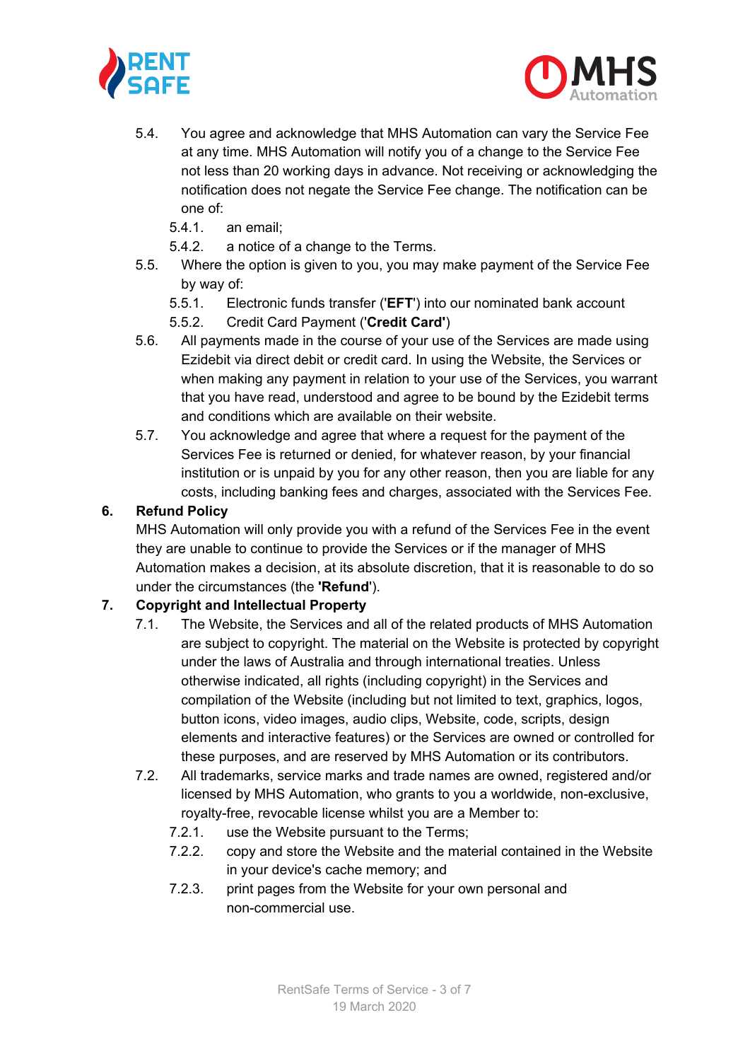5.4. You agree and acknowledge that MHS Automation can vary the Service Fee at any time. MHS Automation will notify you of a change to the Service Fee not less than 20 working days in advance. Not receiving or acknowledging the notification does not negate the Service Fee change. The notification can be one of:

   5.4.1. an email;

   5.4.2. a notice of a change to the Terms.

5.5. Where the option is given to you, you may make payment of the Service Fee by way of:

   5.5.1. Electronic funds transfer ('**EFT**') into our nominated bank account

   5.5.2. Credit Card Payment ('**Credit Card'**)

5.6. All payments made in the course of your use of the Services are made using Ezidebit via direct debit or credit card. In using the Website, the Services or when making any payment in relation to your use of the Services, you warrant that you have read, understood and agree to be bound by the Ezidebit terms and conditions which are available on their website.

5.7. You acknowledge and agree that where a request for the payment of the Services Fee is returned or denied, for whatever reason, by your financial institution or is unpaid by you for any other reason, then you are liable for any costs, including banking fees and charges, associated with the Services Fee.

## 6. Refund Policy

MHS Automation will only provide you with a refund of the Services Fee in the event they are unable to continue to provide the Services or if the manager of MHS Automation makes a decision, at its absolute discretion, that it is reasonable to do so under the circumstances (the **'Refund**').

## 7. Copyright and Intellectual Property

7.1. The Website, the Services and all of the related products of MHS Automation are subject to copyright. The material on the Website is protected by copyright under the laws of Australia and through international treaties. Unless otherwise indicated, all rights (including copyright) in the Services and compilation of the Website (including but not limited to text, graphics, logos, button icons, video images, audio clips, Website, code, scripts, design elements and interactive features) or the Services are owned or controlled for these purposes, and are reserved by MHS Automation or its contributors.

7.2. All trademarks, service marks and trade names are owned, registered and/or licensed by MHS Automation, who grants to you a worldwide, non-exclusive, royalty-free, revocable license whilst you are a Member to:

   7.2.1. use the Website pursuant to the Terms;

   7.2.2. copy and store the Website and the material contained in the Website in your device's cache memory; and

   7.2.3. print pages from the Website for your own personal and non-commercial use.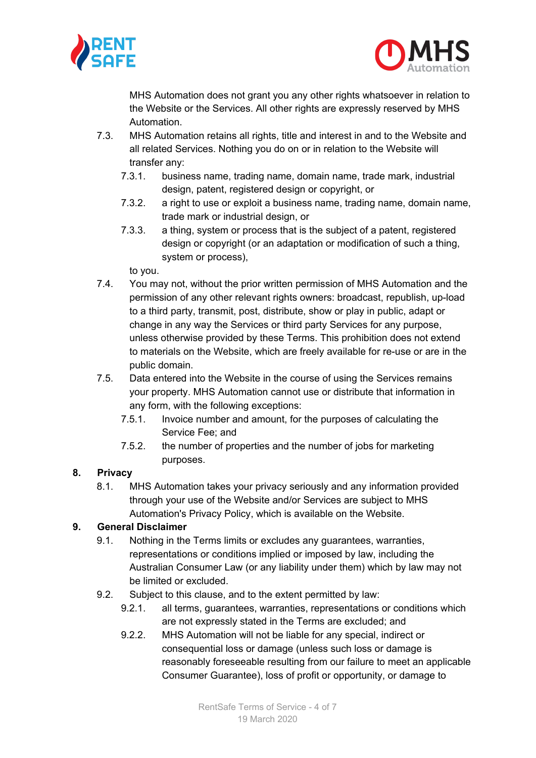MHS Automation does not grant you any other rights whatsoever in relation to the Website or the Services. All other rights are expressly reserved by MHS Automation.

7.3. MHS Automation retains all rights, title and interest in and to the Website and all related Services. Nothing you do on or in relation to the Website will transfer any:

7.3.1. business name, trading name, domain name, trade mark, industrial design, patent, registered design or copyright, or

7.3.2. a right to use or exploit a business name, trading name, domain name, trade mark or industrial design, or

7.3.3. a thing, system or process that is the subject of a patent, registered design or copyright (or an adaptation or modification of such a thing, system or process),

to you.

7.4. You may not, without the prior written permission of MHS Automation and the permission of any other relevant rights owners: broadcast, republish, up-load to a third party, transmit, post, distribute, show or play in public, adapt or change in any way the Services or third party Services for any purpose, unless otherwise provided by these Terms. This prohibition does not extend to materials on the Website, which are freely available for re-use or are in the public domain.

7.5. Data entered into the Website in the course of using the Services remains your property. MHS Automation cannot use or distribute that information in any form, with the following exceptions:

7.5.1. Invoice number and amount, for the purposes of calculating the Service Fee; and

7.5.2. the number of properties and the number of jobs for marketing purposes.

## 8. Privacy

8.1. MHS Automation takes your privacy seriously and any information provided through your use of the Website and/or Services are subject to MHS Automation's Privacy Policy, which is available on the Website.

## 9. General Disclaimer

9.1. Nothing in the Terms limits or excludes any guarantees, warranties, representations or conditions implied or imposed by law, including the Australian Consumer Law (or any liability under them) which by law may not be limited or excluded.

9.2. Subject to this clause, and to the extent permitted by law:

9.2.1. all terms, guarantees, warranties, representations or conditions which are not expressly stated in the Terms are excluded; and

9.2.2. MHS Automation will not be liable for any special, indirect or consequential loss or damage (unless such loss or damage is reasonably foreseeable resulting from our failure to meet an applicable Consumer Guarantee), loss of profit or opportunity, or damage to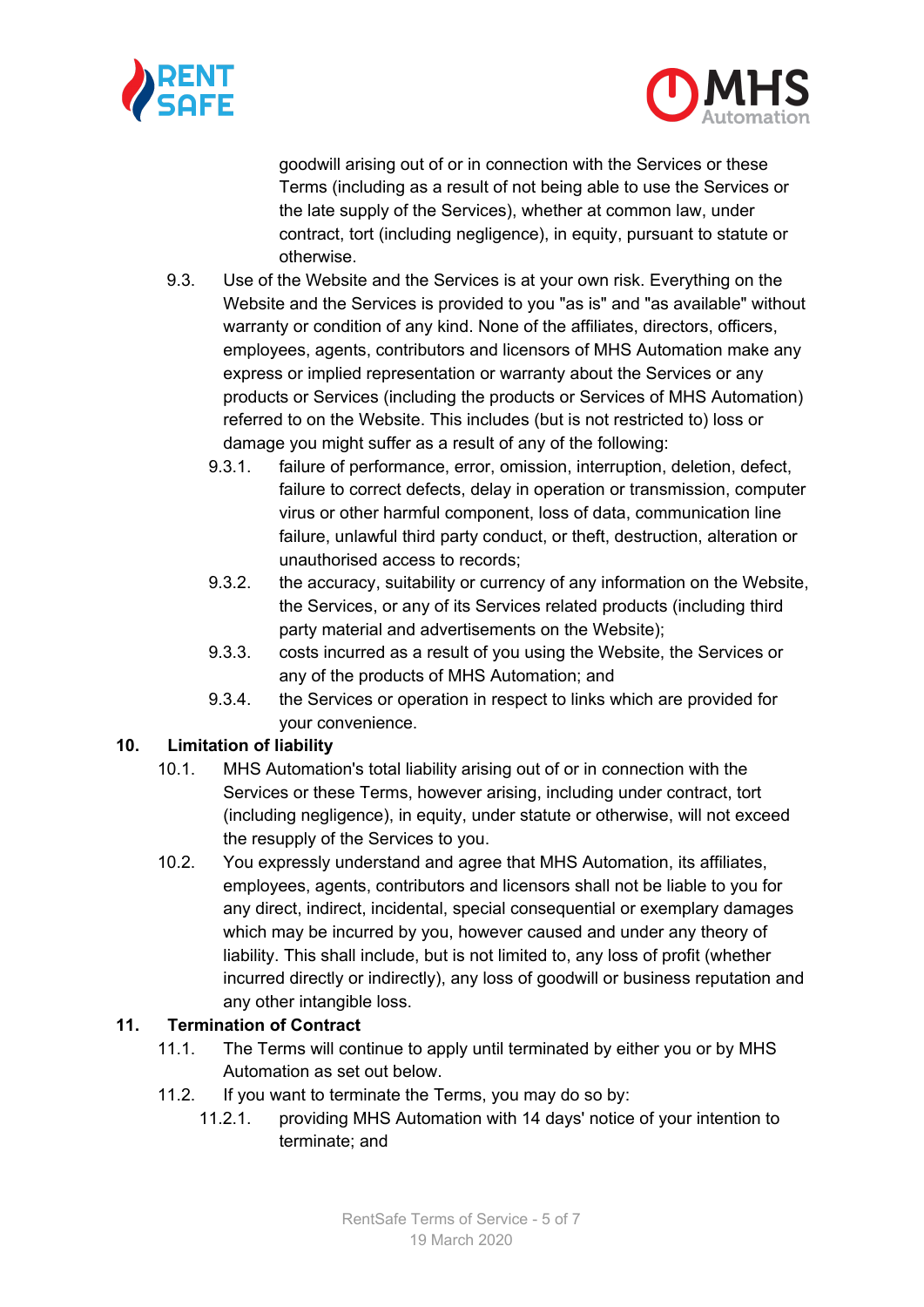goodwill arising out of or in connection with the Services or these Terms (including as a result of not being able to use the Services or the late supply of the Services), whether at common law, under contract, tort (including negligence), in equity, pursuant to statute or otherwise.

9.3. Use of the Website and the Services is at your own risk. Everything on the Website and the Services is provided to you "as is" and "as available" without warranty or condition of any kind. None of the affiliates, directors, officers, employees, agents, contributors and licensors of MHS Automation make any express or implied representation or warranty about the Services or any products or Services (including the products or Services of MHS Automation) referred to on the Website. This includes (but is not restricted to) loss or damage you might suffer as a result of any of the following:

  9.3.1. failure of performance, error, omission, interruption, deletion, defect, failure to correct defects, delay in operation or transmission, computer virus or other harmful component, loss of data, communication line failure, unlawful third party conduct, or theft, destruction, alteration or unauthorised access to records;

  9.3.2. the accuracy, suitability or currency of any information on the Website, the Services, or any of its Services related products (including third party material and advertisements on the Website);

  9.3.3. costs incurred as a result of you using the Website, the Services or any of the products of MHS Automation; and

  9.3.4. the Services or operation in respect to links which are provided for your convenience.

## 10. Limitation of liability

10.1. MHS Automation's total liability arising out of or in connection with the Services or these Terms, however arising, including under contract, tort (including negligence), in equity, under statute or otherwise, will not exceed the resupply of the Services to you.

10.2. You expressly understand and agree that MHS Automation, its affiliates, employees, agents, contributors and licensors shall not be liable to you for any direct, indirect, incidental, special consequential or exemplary damages which may be incurred by you, however caused and under any theory of liability. This shall include, but is not limited to, any loss of profit (whether incurred directly or indirectly), any loss of goodwill or business reputation and any other intangible loss.

## 11. Termination of Contract

11.1. The Terms will continue to apply until terminated by either you or by MHS Automation as set out below.

11.2. If you want to terminate the Terms, you may do so by:

  11.2.1. providing MHS Automation with 14 days' notice of your intention to terminate; and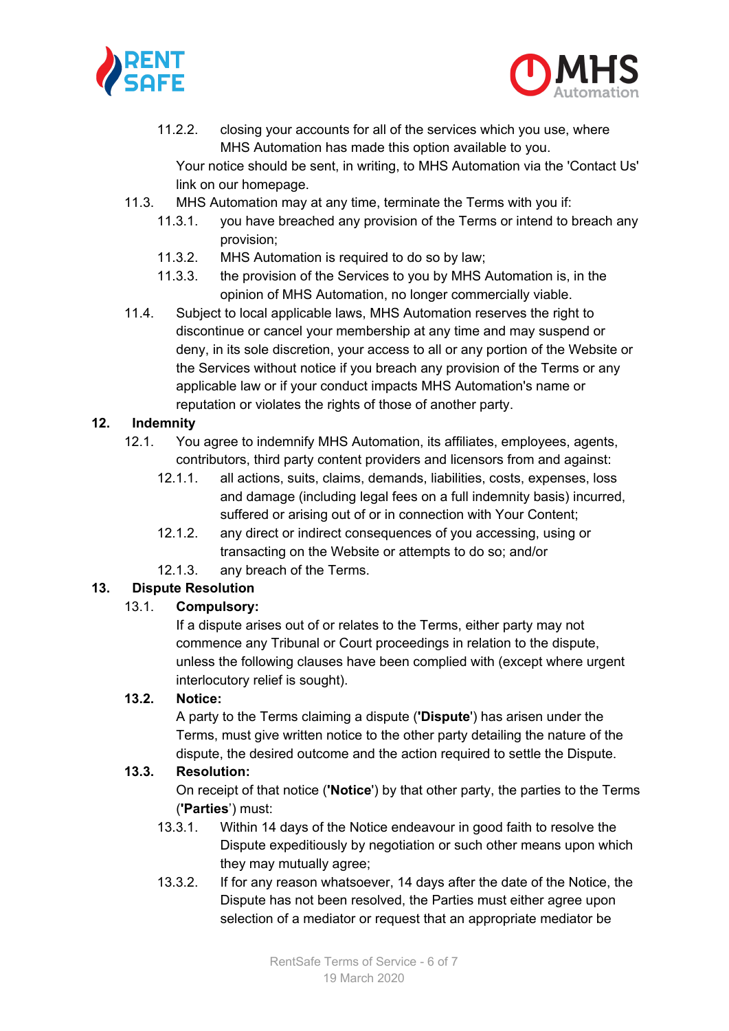11.2.2. closing your accounts for all of the services which you use, where MHS Automation has made this option available to you.

Your notice should be sent, in writing, to MHS Automation via the 'Contact Us' link on our homepage.

11.3. MHS Automation may at any time, terminate the Terms with you if:

11.3.1. you have breached any provision of the Terms or intend to breach any provision;

11.3.2. MHS Automation is required to do so by law;

11.3.3. the provision of the Services to you by MHS Automation is, in the opinion of MHS Automation, no longer commercially viable.

11.4. Subject to local applicable laws, MHS Automation reserves the right to discontinue or cancel your membership at any time and may suspend or deny, in its sole discretion, your access to all or any portion of the Website or the Services without notice if you breach any provision of the Terms or any applicable law or if your conduct impacts MHS Automation's name or reputation or violates the rights of those of another party.

**12. Indemnity**

12.1. You agree to indemnify MHS Automation, its affiliates, employees, agents, contributors, third party content providers and licensors from and against:

12.1.1. all actions, suits, claims, demands, liabilities, costs, expenses, loss and damage (including legal fees on a full indemnity basis) incurred, suffered or arising out of or in connection with Your Content;

12.1.2. any direct or indirect consequences of you accessing, using or transacting on the Website or attempts to do so; and/or

12.1.3. any breach of the Terms.

**13. Dispute Resolution**

13.1. **Compulsory:**

If a dispute arises out of or relates to the Terms, either party may not commence any Tribunal or Court proceedings in relation to the dispute, unless the following clauses have been complied with (except where urgent interlocutory relief is sought).

**13.2. Notice:**

A party to the Terms claiming a dispute (**'Dispute'**) has arisen under the Terms, must give written notice to the other party detailing the nature of the dispute, the desired outcome and the action required to settle the Dispute.

**13.3. Resolution:**

On receipt of that notice (**'Notice'**) by that other party, the parties to the Terms (**'Parties'**) must:

13.3.1. Within 14 days of the Notice endeavour in good faith to resolve the Dispute expeditiously by negotiation or such other means upon which they may mutually agree;

13.3.2. If for any reason whatsoever, 14 days after the date of the Notice, the Dispute has not been resolved, the Parties must either agree upon selection of a mediator or request that an appropriate mediator be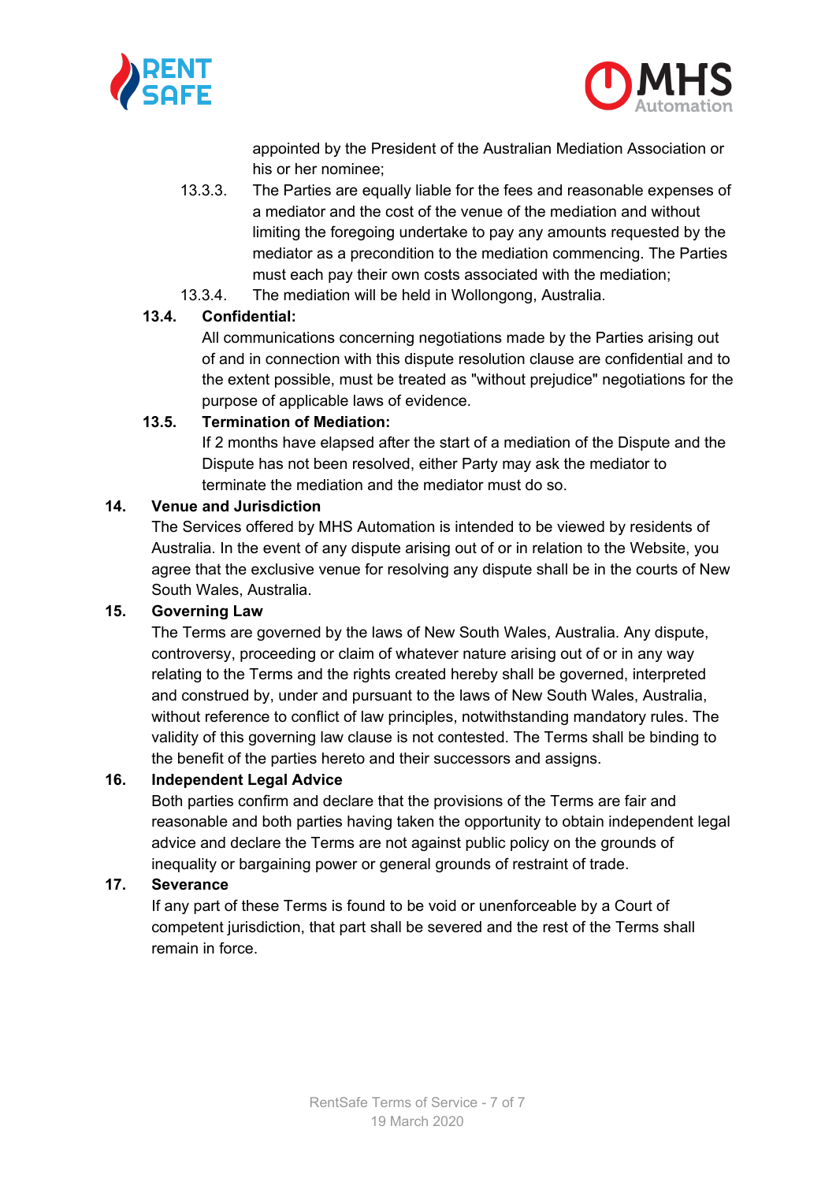appointed by the President of the Australian Mediation Association or his or her nominee;

13.3.3. The Parties are equally liable for the fees and reasonable expenses of a mediator and the cost of the venue of the mediation and without limiting the foregoing undertake to pay any amounts requested by the mediator as a precondition to the mediation commencing. The Parties must each pay their own costs associated with the mediation;

13.3.4. The mediation will be held in Wollongong, Australia.

**13.4. Confidential:**

All communications concerning negotiations made by the Parties arising out of and in connection with this dispute resolution clause are confidential and to the extent possible, must be treated as "without prejudice" negotiations for the purpose of applicable laws of evidence.

**13.5. Termination of Mediation:**

If 2 months have elapsed after the start of a mediation of the Dispute and the Dispute has not been resolved, either Party may ask the mediator to terminate the mediation and the mediator must do so.

## 14. Venue and Jurisdiction

The Services offered by MHS Automation is intended to be viewed by residents of Australia. In the event of any dispute arising out of or in relation to the Website, you agree that the exclusive venue for resolving any dispute shall be in the courts of New South Wales, Australia.

## 15. Governing Law

The Terms are governed by the laws of New South Wales, Australia. Any dispute, controversy, proceeding or claim of whatever nature arising out of or in any way relating to the Terms and the rights created hereby shall be governed, interpreted and construed by, under and pursuant to the laws of New South Wales, Australia, without reference to conflict of law principles, notwithstanding mandatory rules. The validity of this governing law clause is not contested. The Terms shall be binding to the benefit of the parties hereto and their successors and assigns.

## 16. Independent Legal Advice

Both parties confirm and declare that the provisions of the Terms are fair and reasonable and both parties having taken the opportunity to obtain independent legal advice and declare the Terms are not against public policy on the grounds of inequality or bargaining power or general grounds of restraint of trade.

## 17. Severance

If any part of these Terms is found to be void or unenforceable by a Court of competent jurisdiction, that part shall be severed and the rest of the Terms shall remain in force.